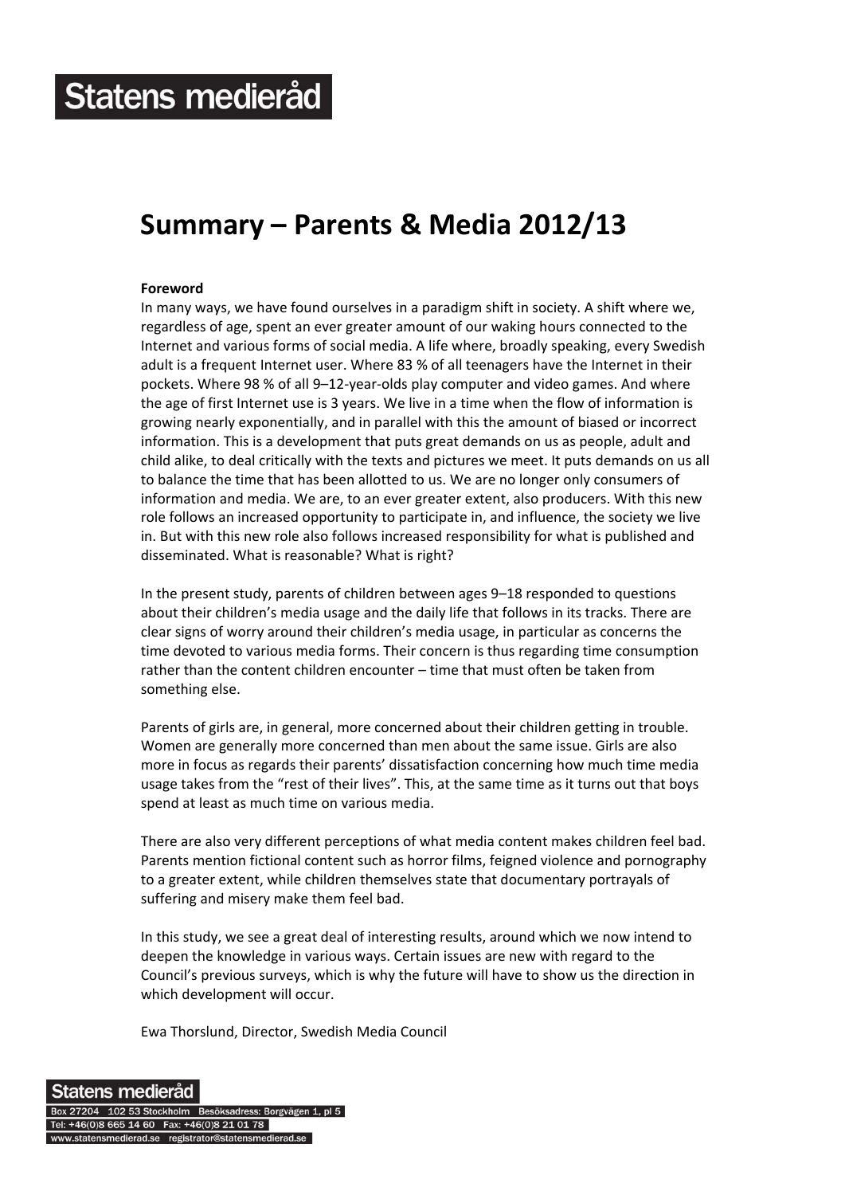# Statens medieråd

## Summary – Parents & Media 2012/13

**Foreword**

In many ways, we have found ourselves in a paradigm shift in society. A shift where we, regardless of age, spent an ever greater amount of our waking hours connected to the Internet and various forms of social media. A life where, broadly speaking, every Swedish adult is a frequent Internet user. Where 83 % of all teenagers have the Internet in their pockets. Where 98 % of all 9–12-year-olds play computer and video games. And where the age of first Internet use is 3 years. We live in a time when the flow of information is growing nearly exponentially, and in parallel with this the amount of biased or incorrect information. This is a development that puts great demands on us as people, adult and child alike, to deal critically with the texts and pictures we meet. It puts demands on us all to balance the time that has been allotted to us. We are no longer only consumers of information and media. We are, to an ever greater extent, also producers. With this new role follows an increased opportunity to participate in, and influence, the society we live in. But with this new role also follows increased responsibility for what is published and disseminated. What is reasonable? What is right?

In the present study, parents of children between ages 9–18 responded to questions about their children's media usage and the daily life that follows in its tracks. There are clear signs of worry around their children's media usage, in particular as concerns the time devoted to various media forms. Their concern is thus regarding time consumption rather than the content children encounter – time that must often be taken from something else.

Parents of girls are, in general, more concerned about their children getting in trouble. Women are generally more concerned than men about the same issue. Girls are also more in focus as regards their parents' dissatisfaction concerning how much time media usage takes from the "rest of their lives". This, at the same time as it turns out that boys spend at least as much time on various media.

There are also very different perceptions of what media content makes children feel bad. Parents mention fictional content such as horror films, feigned violence and pornography to a greater extent, while children themselves state that documentary portrayals of suffering and misery make them feel bad.

In this study, we see a great deal of interesting results, around which we now intend to deepen the knowledge in various ways. Certain issues are new with regard to the Council's previous surveys, which is why the future will have to show us the direction in which development will occur.

Ewa Thorslund, Director, Swedish Media Council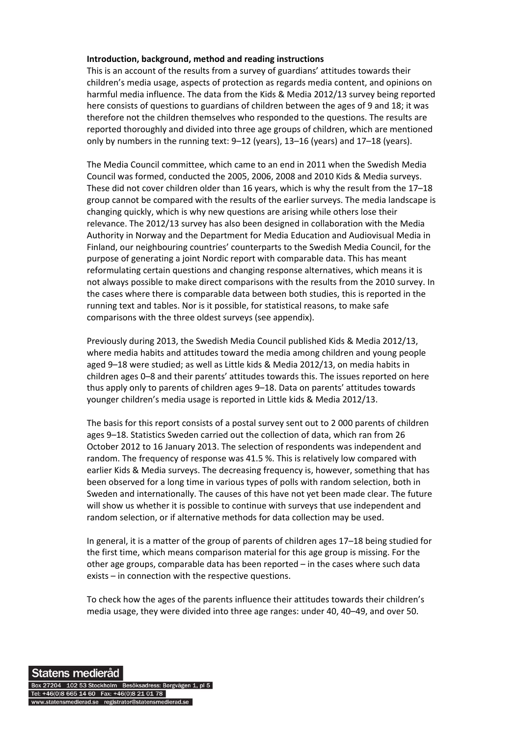**Introduction, background, method and reading instructions**

This is an account of the results from a survey of guardians' attitudes towards their children's media usage, aspects of protection as regards media content, and opinions on harmful media influence. The data from the Kids & Media 2012/13 survey being reported here consists of questions to guardians of children between the ages of 9 and 18; it was therefore not the children themselves who responded to the questions. The results are reported thoroughly and divided into three age groups of children, which are mentioned only by numbers in the running text: 9–12 (years), 13–16 (years) and 17–18 (years).

The Media Council committee, which came to an end in 2011 when the Swedish Media Council was formed, conducted the 2005, 2006, 2008 and 2010 Kids & Media surveys. These did not cover children older than 16 years, which is why the result from the 17–18 group cannot be compared with the results of the earlier surveys. The media landscape is changing quickly, which is why new questions are arising while others lose their relevance. The 2012/13 survey has also been designed in collaboration with the Media Authority in Norway and the Department for Media Education and Audiovisual Media in Finland, our neighbouring countries' counterparts to the Swedish Media Council, for the purpose of generating a joint Nordic report with comparable data. This has meant reformulating certain questions and changing response alternatives, which means it is not always possible to make direct comparisons with the results from the 2010 survey. In the cases where there is comparable data between both studies, this is reported in the running text and tables. Nor is it possible, for statistical reasons, to make safe comparisons with the three oldest surveys (see appendix).

Previously during 2013, the Swedish Media Council published Kids & Media 2012/13, where media habits and attitudes toward the media among children and young people aged 9–18 were studied; as well as Little kids & Media 2012/13, on media habits in children ages 0–8 and their parents' attitudes towards this. The issues reported on here thus apply only to parents of children ages 9–18. Data on parents' attitudes towards younger children's media usage is reported in Little kids & Media 2012/13.

The basis for this report consists of a postal survey sent out to 2 000 parents of children ages 9–18. Statistics Sweden carried out the collection of data, which ran from 26 October 2012 to 16 January 2013. The selection of respondents was independent and random. The frequency of response was 41.5 %. This is relatively low compared with earlier Kids & Media surveys. The decreasing frequency is, however, something that has been observed for a long time in various types of polls with random selection, both in Sweden and internationally. The causes of this have not yet been made clear. The future will show us whether it is possible to continue with surveys that use independent and random selection, or if alternative methods for data collection may be used.

In general, it is a matter of the group of parents of children ages 17–18 being studied for the first time, which means comparison material for this age group is missing. For the other age groups, comparable data has been reported – in the cases where such data exists – in connection with the respective questions.

To check how the ages of the parents influence their attitudes towards their children's media usage, they were divided into three age ranges: under 40, 40–49, and over 50.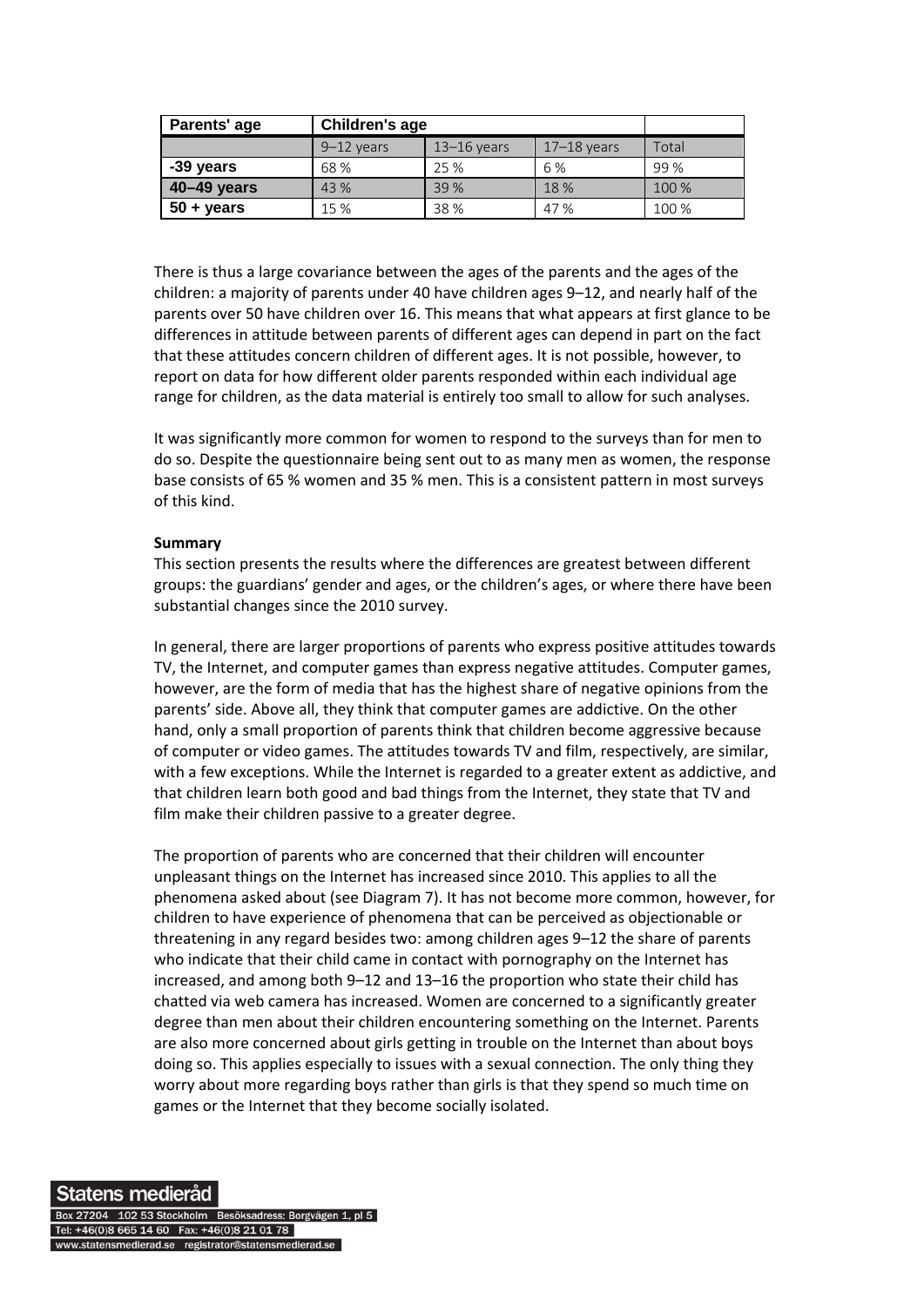| Parents' age | Children's age | | | |
|---|---|---|---|---|
| | 9–12 years | 13–16 years | 17–18 years | Total |
| **-39 years** | 68 % | 25 % | 6 % | 99 % |
| **40–49 years** | 43 % | 39 % | 18 % | 100 % |
| **50 + years** | 15 % | 38 % | 47 % | 100 % |

There is thus a large covariance between the ages of the parents and the ages of the children: a majority of parents under 40 have children ages 9–12, and nearly half of the parents over 50 have children over 16. This means that what appears at first glance to be differences in attitude between parents of different ages can depend in part on the fact that these attitudes concern children of different ages. It is not possible, however, to report on data for how different older parents responded within each individual age range for children, as the data material is entirely too small to allow for such analyses.

It was significantly more common for women to respond to the surveys than for men to do so. Despite the questionnaire being sent out to as many men as women, the response base consists of 65 % women and 35 % men. This is a consistent pattern in most surveys of this kind.

**Summary**

This section presents the results where the differences are greatest between different groups: the guardians' gender and ages, or the children's ages, or where there have been substantial changes since the 2010 survey.

In general, there are larger proportions of parents who express positive attitudes towards TV, the Internet, and computer games than express negative attitudes. Computer games, however, are the form of media that has the highest share of negative opinions from the parents' side. Above all, they think that computer games are addictive. On the other hand, only a small proportion of parents think that children become aggressive because of computer or video games. The attitudes towards TV and film, respectively, are similar, with a few exceptions. While the Internet is regarded to a greater extent as addictive, and that children learn both good and bad things from the Internet, they state that TV and film make their children passive to a greater degree.

The proportion of parents who are concerned that their children will encounter unpleasant things on the Internet has increased since 2010. This applies to all the phenomena asked about (see Diagram 7). It has not become more common, however, for children to have experience of phenomena that can be perceived as objectionable or threatening in any regard besides two: among children ages 9–12 the share of parents who indicate that their child came in contact with pornography on the Internet has increased, and among both 9–12 and 13–16 the proportion who state their child has chatted via web camera has increased. Women are concerned to a significantly greater degree than men about their children encountering something on the Internet. Parents are also more concerned about girls getting in trouble on the Internet than about boys doing so. This applies especially to issues with a sexual connection. The only thing they worry about more regarding boys rather than girls is that they spend so much time on games or the Internet that they become socially isolated.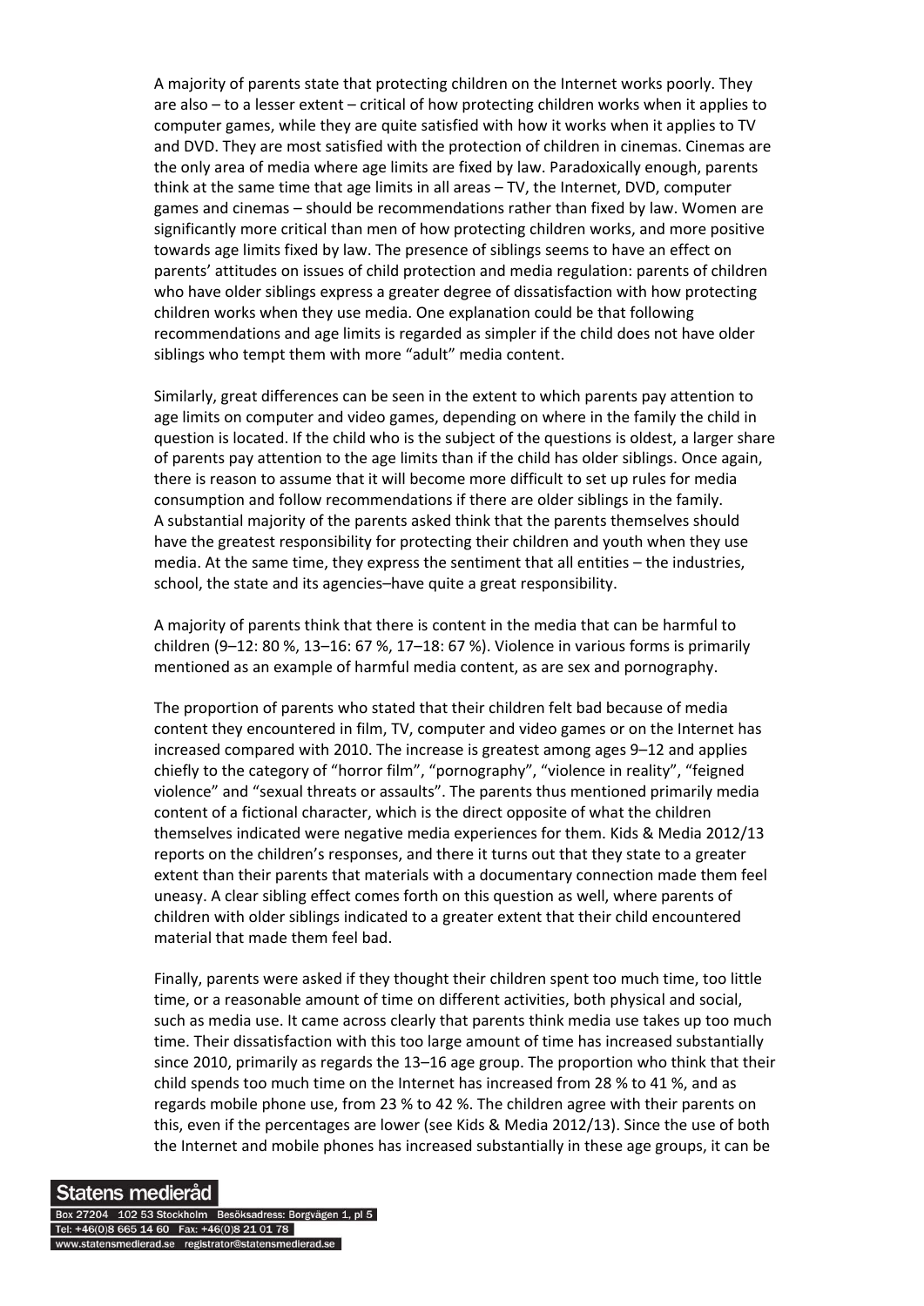A majority of parents state that protecting children on the Internet works poorly. They are also – to a lesser extent – critical of how protecting children works when it applies to computer games, while they are quite satisfied with how it works when it applies to TV and DVD. They are most satisfied with the protection of children in cinemas. Cinemas are the only area of media where age limits are fixed by law. Paradoxically enough, parents think at the same time that age limits in all areas – TV, the Internet, DVD, computer games and cinemas – should be recommendations rather than fixed by law. Women are significantly more critical than men of how protecting children works, and more positive towards age limits fixed by law. The presence of siblings seems to have an effect on parents' attitudes on issues of child protection and media regulation: parents of children who have older siblings express a greater degree of dissatisfaction with how protecting children works when they use media. One explanation could be that following recommendations and age limits is regarded as simpler if the child does not have older siblings who tempt them with more "adult" media content.

Similarly, great differences can be seen in the extent to which parents pay attention to age limits on computer and video games, depending on where in the family the child in question is located. If the child who is the subject of the questions is oldest, a larger share of parents pay attention to the age limits than if the child has older siblings. Once again, there is reason to assume that it will become more difficult to set up rules for media consumption and follow recommendations if there are older siblings in the family.
A substantial majority of the parents asked think that the parents themselves should have the greatest responsibility for protecting their children and youth when they use media. At the same time, they express the sentiment that all entities – the industries, school, the state and its agencies–have quite a great responsibility.

A majority of parents think that there is content in the media that can be harmful to children (9–12: 80 %, 13–16: 67 %, 17–18: 67 %). Violence in various forms is primarily mentioned as an example of harmful media content, as are sex and pornography.

The proportion of parents who stated that their children felt bad because of media content they encountered in film, TV, computer and video games or on the Internet has increased compared with 2010. The increase is greatest among ages 9–12 and applies chiefly to the category of "horror film", "pornography", "violence in reality", "feigned violence" and "sexual threats or assaults". The parents thus mentioned primarily media content of a fictional character, which is the direct opposite of what the children themselves indicated were negative media experiences for them. Kids & Media 2012/13 reports on the children's responses, and there it turns out that they state to a greater extent than their parents that materials with a documentary connection made them feel uneasy. A clear sibling effect comes forth on this question as well, where parents of children with older siblings indicated to a greater extent that their child encountered material that made them feel bad.

Finally, parents were asked if they thought their children spent too much time, too little time, or a reasonable amount of time on different activities, both physical and social, such as media use. It came across clearly that parents think media use takes up too much time. Their dissatisfaction with this too large amount of time has increased substantially since 2010, primarily as regards the 13–16 age group. The proportion who think that their child spends too much time on the Internet has increased from 28 % to 41 %, and as regards mobile phone use, from 23 % to 42 %. The children agree with their parents on this, even if the percentages are lower (see Kids & Media 2012/13). Since the use of both the Internet and mobile phones has increased substantially in these age groups, it can be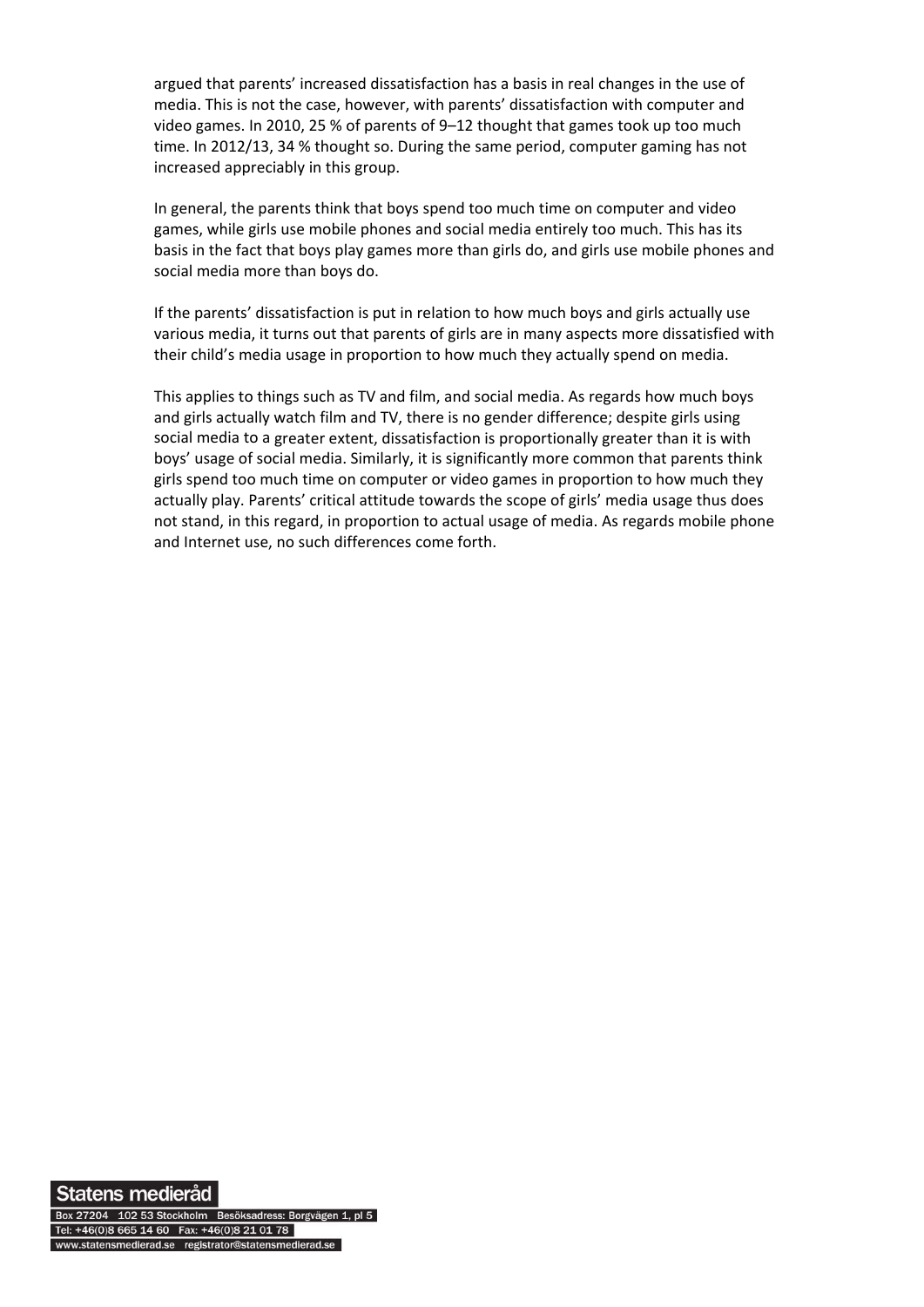argued that parents' increased dissatisfaction has a basis in real changes in the use of media. This is not the case, however, with parents' dissatisfaction with computer and video games. In 2010, 25 % of parents of 9–12 thought that games took up too much time. In 2012/13, 34 % thought so. During the same period, computer gaming has not increased appreciably in this group.

In general, the parents think that boys spend too much time on computer and video games, while girls use mobile phones and social media entirely too much. This has its basis in the fact that boys play games more than girls do, and girls use mobile phones and social media more than boys do.

If the parents' dissatisfaction is put in relation to how much boys and girls actually use various media, it turns out that parents of girls are in many aspects more dissatisfied with their child's media usage in proportion to how much they actually spend on media.

This applies to things such as TV and film, and social media. As regards how much boys and girls actually watch film and TV, there is no gender difference; despite girls using social media to a greater extent, dissatisfaction is proportionally greater than it is with boys' usage of social media. Similarly, it is significantly more common that parents think girls spend too much time on computer or video games in proportion to how much they actually play. Parents' critical attitude towards the scope of girls' media usage thus does not stand, in this regard, in proportion to actual usage of media. As regards mobile phone and Internet use, no such differences come forth.

Statens medieråd

Box 27204 102 53 Stockholm Besöksadress: Borgvägen 1, pl 5
Tel: +46(0)8 665 14 60 Fax: +46(0)8 21 01 78
www.statensmedierad.se registrator@statensmedierad.se